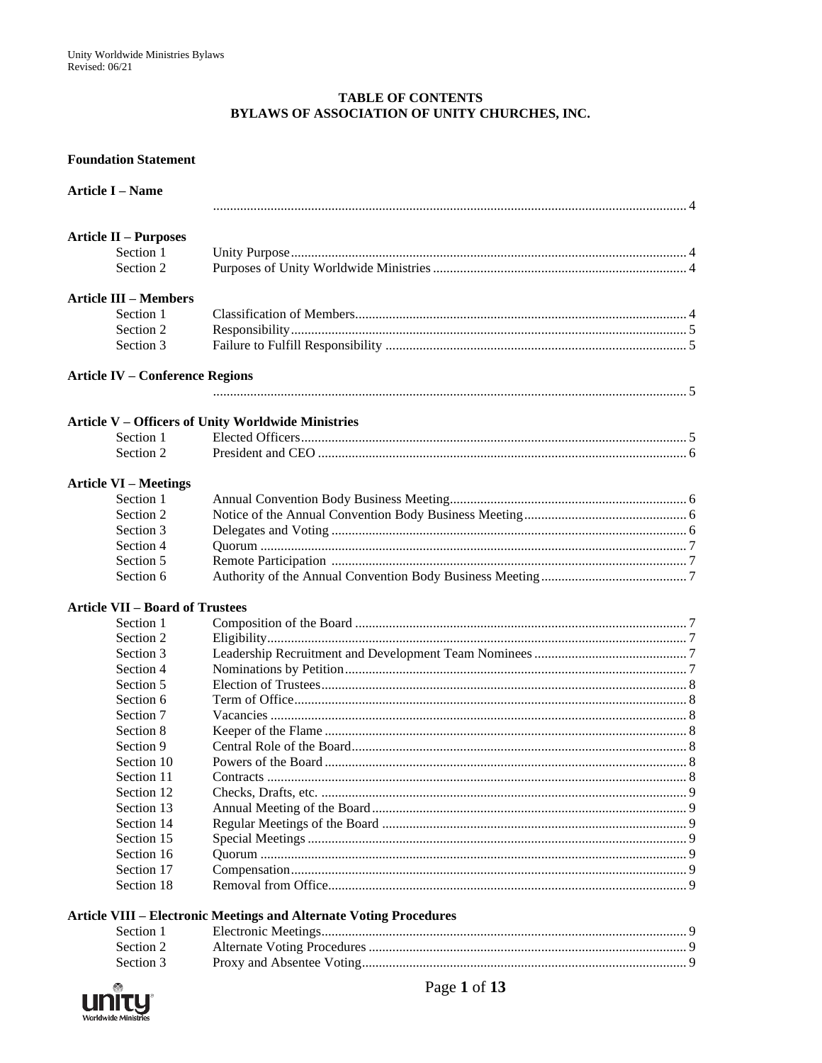# TABLE OF CONTENTS
# BYLAWS OF ASSOCIATION OF UNITY CHURCHES, INC.

**Foundation Statement**

**Article I – Name**

| | | |
|---|---|---|
| | | 4 |

**Article II – Purposes**

| | | |
|---|---|---|
| Section 1 | Unity Purpose | 4 |
| Section 2 | Purposes of Unity Worldwide Ministries | 4 |

**Article III – Members**

| | | |
|---|---|---|
| Section 1 | Classification of Members | 4 |
| Section 2 | Responsibility | 5 |
| Section 3 | Failure to Fulfill Responsibility | 5 |

**Article IV – Conference Regions**

| | | |
|---|---|---|
| | | 5 |

**Article V – Officers of Unity Worldwide Ministries**

| | | |
|---|---|---|
| Section 1 | Elected Officers | 5 |
| Section 2 | President and CEO | 6 |

**Article VI – Meetings**

| | | |
|---|---|---|
| Section 1 | Annual Convention Body Business Meeting | 6 |
| Section 2 | Notice of the Annual Convention Body Business Meeting | 6 |
| Section 3 | Delegates and Voting | 6 |
| Section 4 | Quorum | 7 |
| Section 5 | Remote Participation | 7 |
| Section 6 | Authority of the Annual Convention Body Business Meeting | 7 |

**Article VII – Board of Trustees**

| | | |
|---|---|---|
| Section 1 | Composition of the Board | 7 |
| Section 2 | Eligibility | 7 |
| Section 3 | Leadership Recruitment and Development Team Nominees | 7 |
| Section 4 | Nominations by Petition | 7 |
| Section 5 | Election of Trustees | 8 |
| Section 6 | Term of Office | 8 |
| Section 7 | Vacancies | 8 |
| Section 8 | Keeper of the Flame | 8 |
| Section 9 | Central Role of the Board | 8 |
| Section 10 | Powers of the Board | 8 |
| Section 11 | Contracts | 8 |
| Section 12 | Checks, Drafts, etc. | 9 |
| Section 13 | Annual Meeting of the Board | 9 |
| Section 14 | Regular Meetings of the Board | 9 |
| Section 15 | Special Meetings | 9 |
| Section 16 | Quorum | 9 |
| Section 17 | Compensation | 9 |
| Section 18 | Removal from Office | 9 |

**Article VIII – Electronic Meetings and Alternate Voting Procedures**

| | | |
|---|---|---|
| Section 1 | Electronic Meetings | 9 |
| Section 2 | Alternate Voting Procedures | 9 |
| Section 3 | Proxy and Absentee Voting | 9 |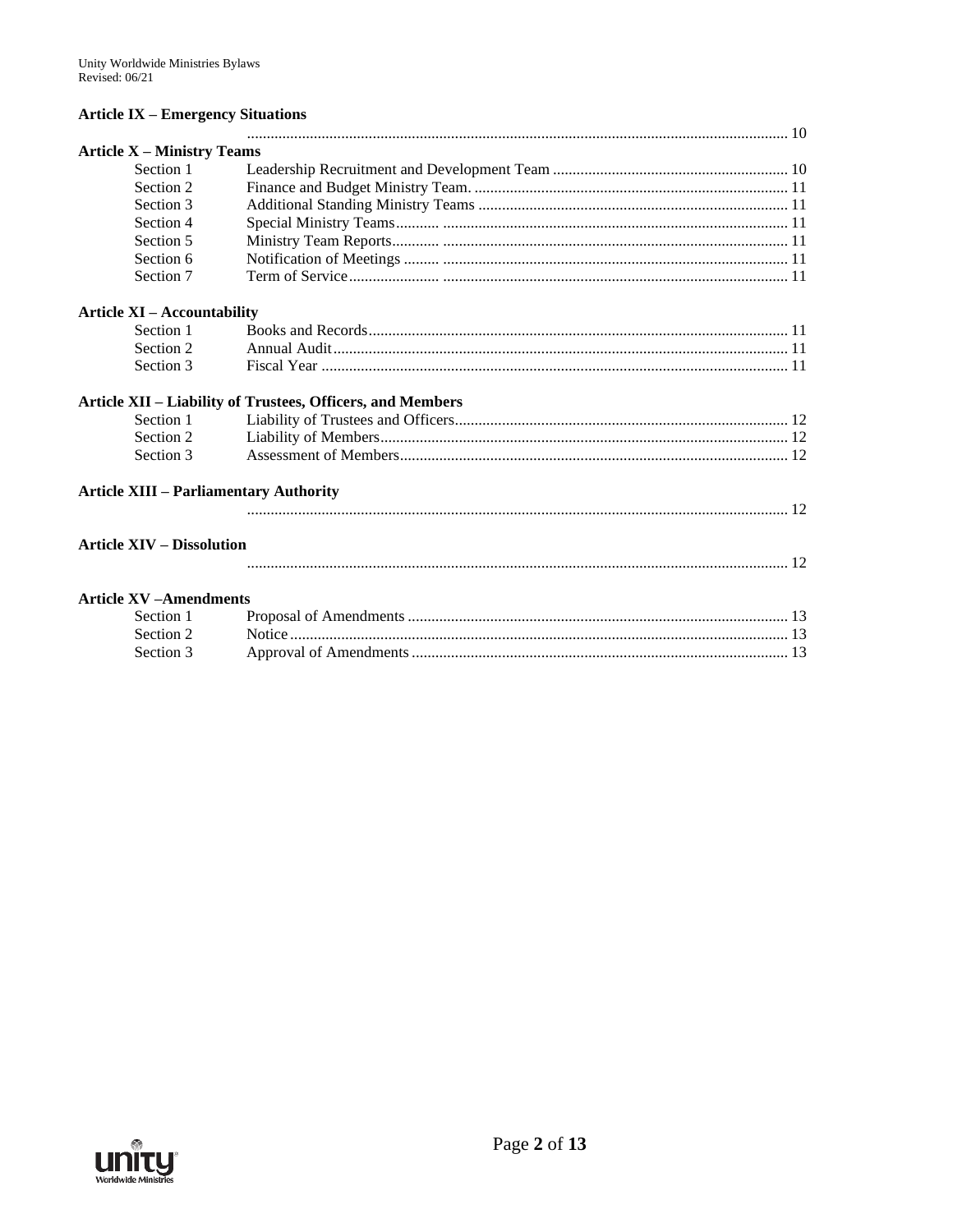**Article IX – Emergency Situations**

| | | |
|---|---|---|
| | | 10 |

**Article X – Ministry Teams**

| | | |
|---|---|---|
| Section 1 | Leadership Recruitment and Development Team | 10 |
| Section 2 | Finance and Budget Ministry Team. | 11 |
| Section 3 | Additional Standing Ministry Teams | 11 |
| Section 4 | Special Ministry Teams | 11 |
| Section 5 | Ministry Team Reports | 11 |
| Section 6 | Notification of Meetings | 11 |
| Section 7 | Term of Service | 11 |

**Article XI – Accountability**

| | | |
|---|---|---|
| Section 1 | Books and Records | 11 |
| Section 2 | Annual Audit | 11 |
| Section 3 | Fiscal Year | 11 |

**Article XII – Liability of Trustees, Officers, and Members**

| | | |
|---|---|---|
| Section 1 | Liability of Trustees and Officers | 12 |
| Section 2 | Liability of Members | 12 |
| Section 3 | Assessment of Members | 12 |

**Article XIII – Parliamentary Authority**

| | | |
|---|---|---|
| | | 12 |

**Article XIV – Dissolution**

| | | |
|---|---|---|
| | | 12 |

**Article XV –Amendments**

| | | |
|---|---|---|
| Section 1 | Proposal of Amendments | 13 |
| Section 2 | Notice | 13 |
| Section 3 | Approval of Amendments | 13 |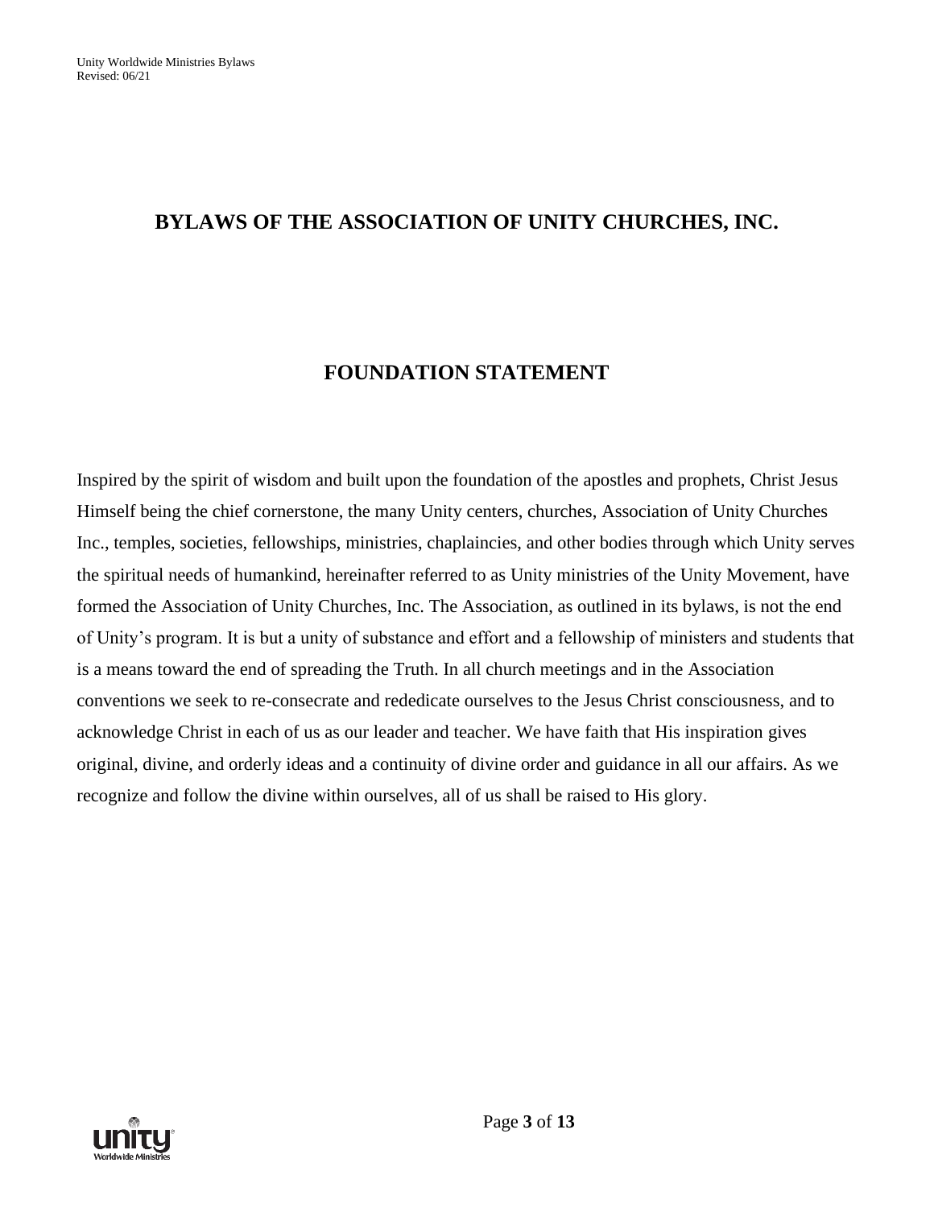# BYLAWS OF THE ASSOCIATION OF UNITY CHURCHES, INC.

## FOUNDATION STATEMENT

Inspired by the spirit of wisdom and built upon the foundation of the apostles and prophets, Christ Jesus Himself being the chief cornerstone, the many Unity centers, churches, Association of Unity Churches Inc., temples, societies, fellowships, ministries, chaplaincies, and other bodies through which Unity serves the spiritual needs of humankind, hereinafter referred to as Unity ministries of the Unity Movement, have formed the Association of Unity Churches, Inc. The Association, as outlined in its bylaws, is not the end of Unity's program. It is but a unity of substance and effort and a fellowship of ministers and students that is a means toward the end of spreading the Truth. In all church meetings and in the Association conventions we seek to re-consecrate and rededicate ourselves to the Jesus Christ consciousness, and to acknowledge Christ in each of us as our leader and teacher. We have faith that His inspiration gives original, divine, and orderly ideas and a continuity of divine order and guidance in all our affairs. As we recognize and follow the divine within ourselves, all of us shall be raised to His glory.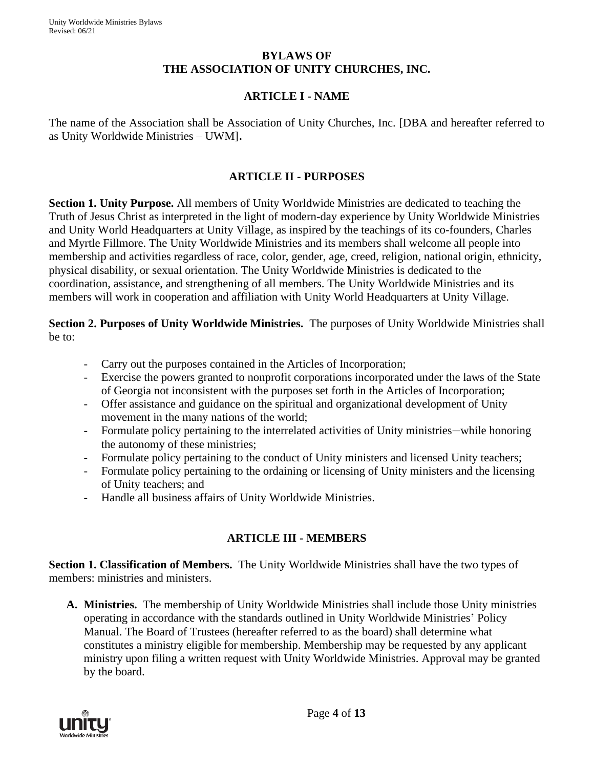# BYLAWS OF THE ASSOCIATION OF UNITY CHURCHES, INC.

## ARTICLE I - NAME

The name of the Association shall be Association of Unity Churches, Inc. [DBA and hereafter referred to as Unity Worldwide Ministries – UWM].

## ARTICLE II - PURPOSES

**Section 1. Unity Purpose.** All members of Unity Worldwide Ministries are dedicated to teaching the Truth of Jesus Christ as interpreted in the light of modern-day experience by Unity Worldwide Ministries and Unity World Headquarters at Unity Village, as inspired by the teachings of its co-founders, Charles and Myrtle Fillmore. The Unity Worldwide Ministries and its members shall welcome all people into membership and activities regardless of race, color, gender, age, creed, religion, national origin, ethnicity, physical disability, or sexual orientation. The Unity Worldwide Ministries is dedicated to the coordination, assistance, and strengthening of all members. The Unity Worldwide Ministries and its members will work in cooperation and affiliation with Unity World Headquarters at Unity Village.

**Section 2. Purposes of Unity Worldwide Ministries.** The purposes of Unity Worldwide Ministries shall be to:

- Carry out the purposes contained in the Articles of Incorporation;
- Exercise the powers granted to nonprofit corporations incorporated under the laws of the State of Georgia not inconsistent with the purposes set forth in the Articles of Incorporation;
- Offer assistance and guidance on the spiritual and organizational development of Unity movement in the many nations of the world;
- Formulate policy pertaining to the interrelated activities of Unity ministries—while honoring the autonomy of these ministries;
- Formulate policy pertaining to the conduct of Unity ministers and licensed Unity teachers;
- Formulate policy pertaining to the ordaining or licensing of Unity ministers and the licensing of Unity teachers; and
- Handle all business affairs of Unity Worldwide Ministries.

## ARTICLE III - MEMBERS

**Section 1. Classification of Members.** The Unity Worldwide Ministries shall have the two types of members: ministries and ministers.

**A. Ministries.** The membership of Unity Worldwide Ministries shall include those Unity ministries operating in accordance with the standards outlined in Unity Worldwide Ministries' Policy Manual. The Board of Trustees (hereafter referred to as the board) shall determine what constitutes a ministry eligible for membership. Membership may be requested by any applicant ministry upon filing a written request with Unity Worldwide Ministries. Approval may be granted by the board.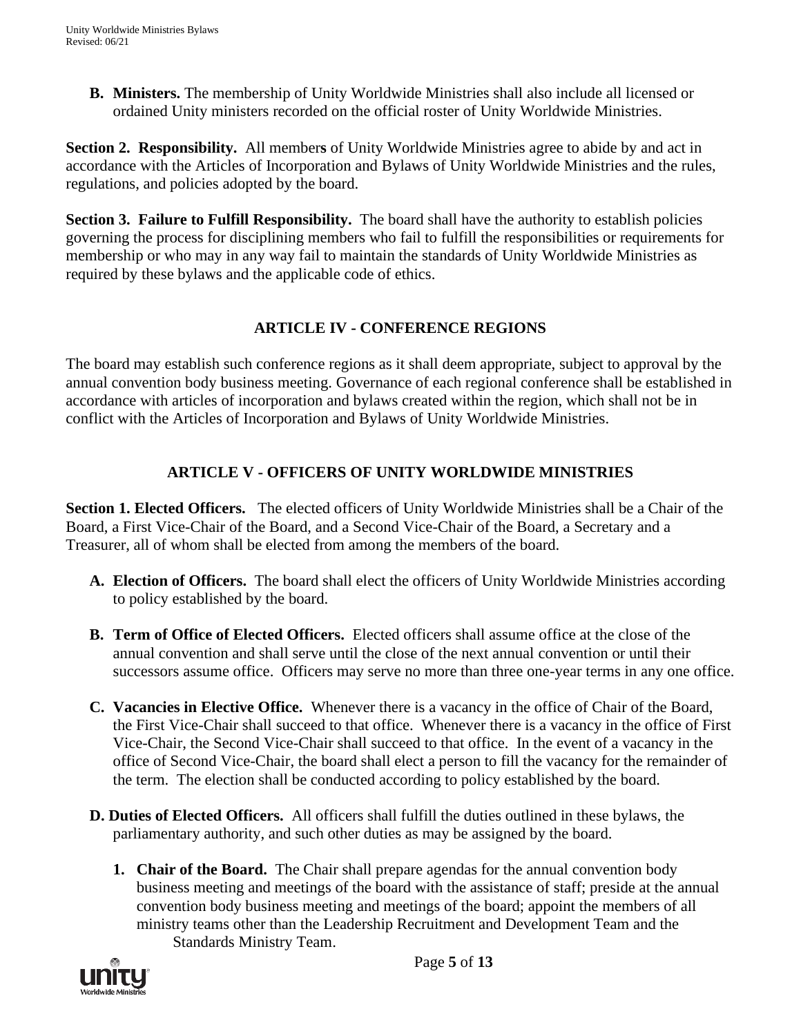**B. Ministers.** The membership of Unity Worldwide Ministries shall also include all licensed or ordained Unity ministers recorded on the official roster of Unity Worldwide Ministries.

**Section 2. Responsibility.** All members of Unity Worldwide Ministries agree to abide by and act in accordance with the Articles of Incorporation and Bylaws of Unity Worldwide Ministries and the rules, regulations, and policies adopted by the board.

**Section 3. Failure to Fulfill Responsibility.** The board shall have the authority to establish policies governing the process for disciplining members who fail to fulfill the responsibilities or requirements for membership or who may in any way fail to maintain the standards of Unity Worldwide Ministries as required by these bylaws and the applicable code of ethics.

## ARTICLE IV - CONFERENCE REGIONS

The board may establish such conference regions as it shall deem appropriate, subject to approval by the annual convention body business meeting. Governance of each regional conference shall be established in accordance with articles of incorporation and bylaws created within the region, which shall not be in conflict with the Articles of Incorporation and Bylaws of Unity Worldwide Ministries.

## ARTICLE V - OFFICERS OF UNITY WORLDWIDE MINISTRIES

**Section 1. Elected Officers.** The elected officers of Unity Worldwide Ministries shall be a Chair of the Board, a First Vice-Chair of the Board, and a Second Vice-Chair of the Board, a Secretary and a Treasurer, all of whom shall be elected from among the members of the board.

**A. Election of Officers.** The board shall elect the officers of Unity Worldwide Ministries according to policy established by the board.

**B. Term of Office of Elected Officers.** Elected officers shall assume office at the close of the annual convention and shall serve until the close of the next annual convention or until their successors assume office. Officers may serve no more than three one-year terms in any one office.

**C. Vacancies in Elective Office.** Whenever there is a vacancy in the office of Chair of the Board, the First Vice-Chair shall succeed to that office. Whenever there is a vacancy in the office of First Vice-Chair, the Second Vice-Chair shall succeed to that office. In the event of a vacancy in the office of Second Vice-Chair, the board shall elect a person to fill the vacancy for the remainder of the term. The election shall be conducted according to policy established by the board.

**D. Duties of Elected Officers.** All officers shall fulfill the duties outlined in these bylaws, the parliamentary authority, and such other duties as may be assigned by the board.

1. **Chair of the Board.** The Chair shall prepare agendas for the annual convention body business meeting and meetings of the board with the assistance of staff; preside at the annual convention body business meeting and meetings of the board; appoint the members of all ministry teams other than the Leadership Recruitment and Development Team and the Standards Ministry Team.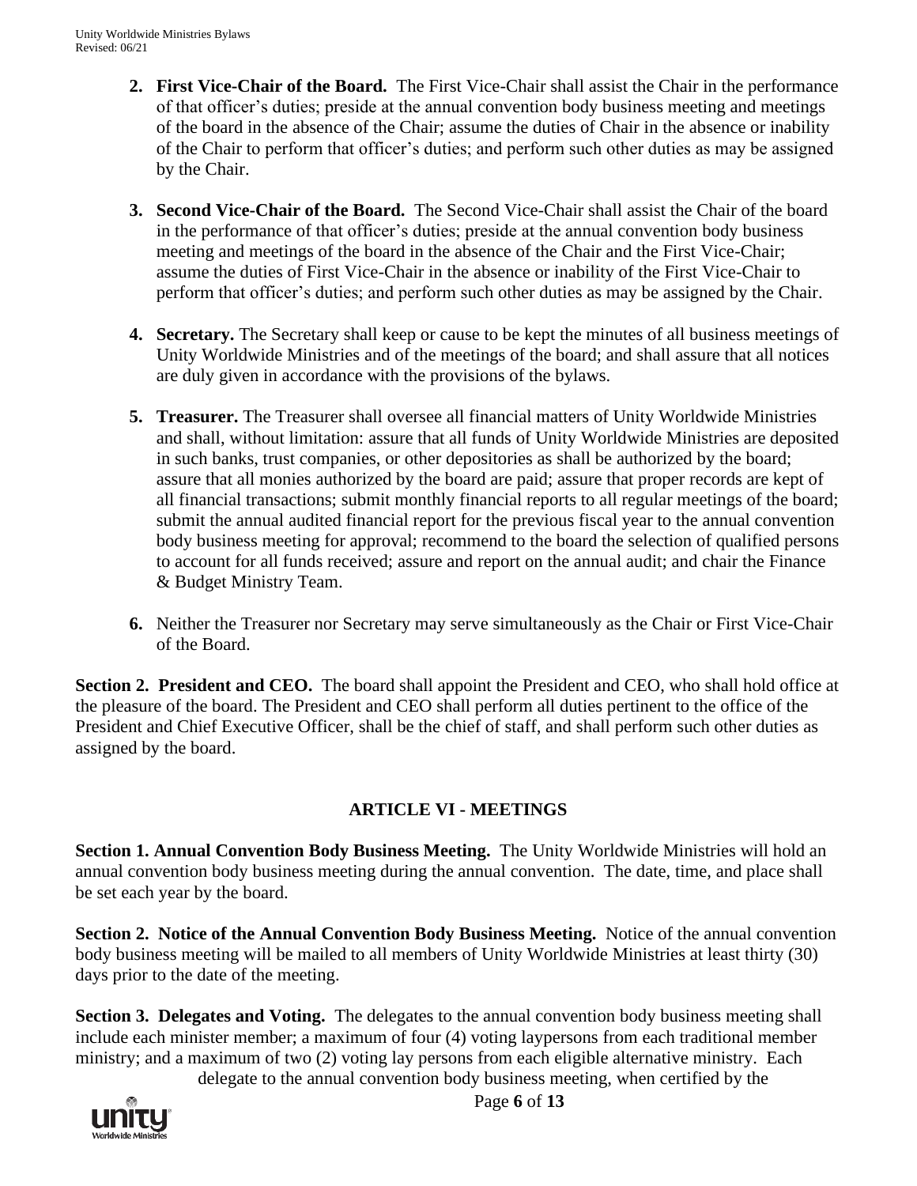2. **First Vice-Chair of the Board.** The First Vice-Chair shall assist the Chair in the performance of that officer's duties; preside at the annual convention body business meeting and meetings of the board in the absence of the Chair; assume the duties of Chair in the absence or inability of the Chair to perform that officer's duties; and perform such other duties as may be assigned by the Chair.

3. **Second Vice-Chair of the Board.** The Second Vice-Chair shall assist the Chair of the board in the performance of that officer's duties; preside at the annual convention body business meeting and meetings of the board in the absence of the Chair and the First Vice-Chair; assume the duties of First Vice-Chair in the absence or inability of the First Vice-Chair to perform that officer's duties; and perform such other duties as may be assigned by the Chair.

4. **Secretary.** The Secretary shall keep or cause to be kept the minutes of all business meetings of Unity Worldwide Ministries and of the meetings of the board; and shall assure that all notices are duly given in accordance with the provisions of the bylaws.

5. **Treasurer.** The Treasurer shall oversee all financial matters of Unity Worldwide Ministries and shall, without limitation: assure that all funds of Unity Worldwide Ministries are deposited in such banks, trust companies, or other depositories as shall be authorized by the board; assure that all monies authorized by the board are paid; assure that proper records are kept of all financial transactions; submit monthly financial reports to all regular meetings of the board; submit the annual audited financial report for the previous fiscal year to the annual convention body business meeting for approval; recommend to the board the selection of qualified persons to account for all funds received; assure and report on the annual audit; and chair the Finance & Budget Ministry Team.

6. Neither the Treasurer nor Secretary may serve simultaneously as the Chair or First Vice-Chair of the Board.

**Section 2. President and CEO.** The board shall appoint the President and CEO, who shall hold office at the pleasure of the board. The President and CEO shall perform all duties pertinent to the office of the President and Chief Executive Officer, shall be the chief of staff, and shall perform such other duties as assigned by the board.

## ARTICLE VI - MEETINGS

**Section 1. Annual Convention Body Business Meeting.** The Unity Worldwide Ministries will hold an annual convention body business meeting during the annual convention. The date, time, and place shall be set each year by the board.

**Section 2. Notice of the Annual Convention Body Business Meeting.** Notice of the annual convention body business meeting will be mailed to all members of Unity Worldwide Ministries at least thirty (30) days prior to the date of the meeting.

**Section 3. Delegates and Voting.** The delegates to the annual convention body business meeting shall include each minister member; a maximum of four (4) voting laypersons from each traditional member ministry; and a maximum of two (2) voting lay persons from each eligible alternative ministry. Each delegate to the annual convention body business meeting, when certified by the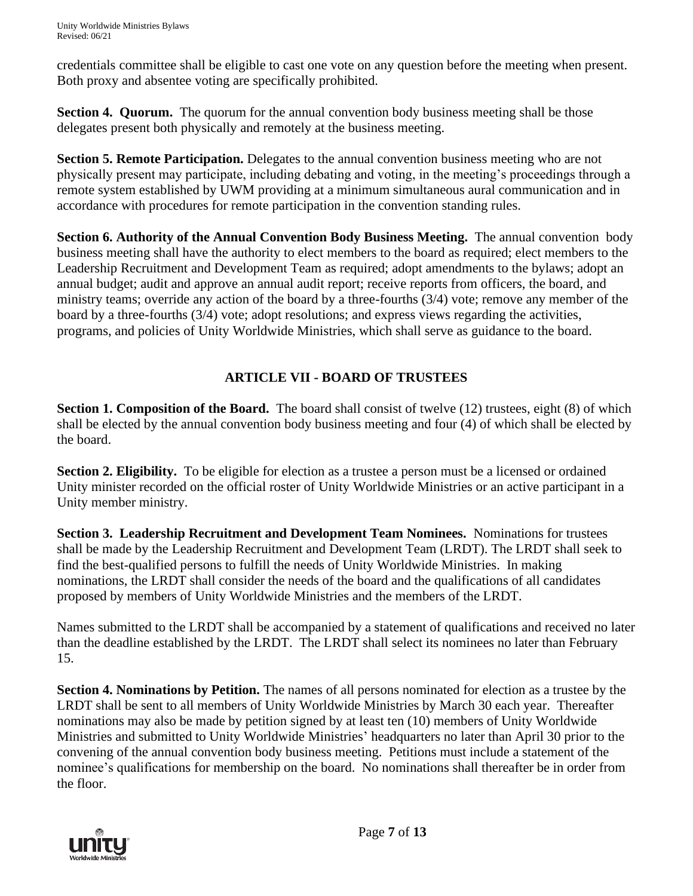credentials committee shall be eligible to cast one vote on any question before the meeting when present. Both proxy and absentee voting are specifically prohibited.

**Section 4. Quorum.** The quorum for the annual convention body business meeting shall be those delegates present both physically and remotely at the business meeting.

**Section 5. Remote Participation.** Delegates to the annual convention business meeting who are not physically present may participate, including debating and voting, in the meeting's proceedings through a remote system established by UWM providing at a minimum simultaneous aural communication and in accordance with procedures for remote participation in the convention standing rules.

**Section 6. Authority of the Annual Convention Body Business Meeting.** The annual convention body business meeting shall have the authority to elect members to the board as required; elect members to the Leadership Recruitment and Development Team as required; adopt amendments to the bylaws; adopt an annual budget; audit and approve an annual audit report; receive reports from officers, the board, and ministry teams; override any action of the board by a three-fourths (3/4) vote; remove any member of the board by a three-fourths (3/4) vote; adopt resolutions; and express views regarding the activities, programs, and policies of Unity Worldwide Ministries, which shall serve as guidance to the board.

## ARTICLE VII - BOARD OF TRUSTEES

**Section 1. Composition of the Board.** The board shall consist of twelve (12) trustees, eight (8) of which shall be elected by the annual convention body business meeting and four (4) of which shall be elected by the board.

**Section 2. Eligibility.** To be eligible for election as a trustee a person must be a licensed or ordained Unity minister recorded on the official roster of Unity Worldwide Ministries or an active participant in a Unity member ministry.

**Section 3. Leadership Recruitment and Development Team Nominees.** Nominations for trustees shall be made by the Leadership Recruitment and Development Team (LRDT). The LRDT shall seek to find the best-qualified persons to fulfill the needs of Unity Worldwide Ministries. In making nominations, the LRDT shall consider the needs of the board and the qualifications of all candidates proposed by members of Unity Worldwide Ministries and the members of the LRDT.

Names submitted to the LRDT shall be accompanied by a statement of qualifications and received no later than the deadline established by the LRDT. The LRDT shall select its nominees no later than February 15.

**Section 4. Nominations by Petition.** The names of all persons nominated for election as a trustee by the LRDT shall be sent to all members of Unity Worldwide Ministries by March 30 each year. Thereafter nominations may also be made by petition signed by at least ten (10) members of Unity Worldwide Ministries and submitted to Unity Worldwide Ministries' headquarters no later than April 30 prior to the convening of the annual convention body business meeting. Petitions must include a statement of the nominee's qualifications for membership on the board. No nominations shall thereafter be in order from the floor.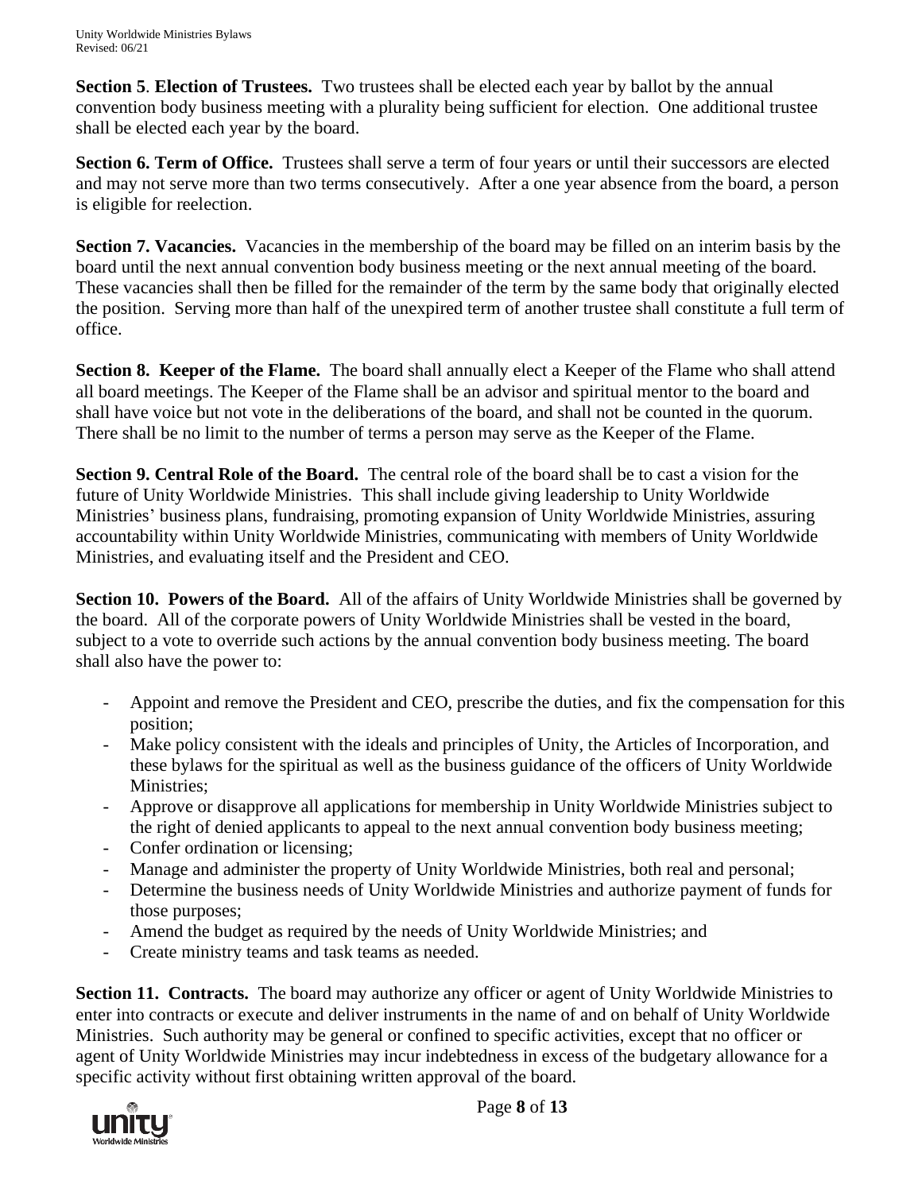**Section 5**. **Election of Trustees.** Two trustees shall be elected each year by ballot by the annual convention body business meeting with a plurality being sufficient for election. One additional trustee shall be elected each year by the board.

**Section 6. Term of Office.** Trustees shall serve a term of four years or until their successors are elected and may not serve more than two terms consecutively. After a one year absence from the board, a person is eligible for reelection.

**Section 7. Vacancies.** Vacancies in the membership of the board may be filled on an interim basis by the board until the next annual convention body business meeting or the next annual meeting of the board. These vacancies shall then be filled for the remainder of the term by the same body that originally elected the position. Serving more than half of the unexpired term of another trustee shall constitute a full term of office.

**Section 8. Keeper of the Flame.** The board shall annually elect a Keeper of the Flame who shall attend all board meetings. The Keeper of the Flame shall be an advisor and spiritual mentor to the board and shall have voice but not vote in the deliberations of the board, and shall not be counted in the quorum. There shall be no limit to the number of terms a person may serve as the Keeper of the Flame.

**Section 9. Central Role of the Board.** The central role of the board shall be to cast a vision for the future of Unity Worldwide Ministries. This shall include giving leadership to Unity Worldwide Ministries' business plans, fundraising, promoting expansion of Unity Worldwide Ministries, assuring accountability within Unity Worldwide Ministries, communicating with members of Unity Worldwide Ministries, and evaluating itself and the President and CEO.

**Section 10. Powers of the Board.** All of the affairs of Unity Worldwide Ministries shall be governed by the board. All of the corporate powers of Unity Worldwide Ministries shall be vested in the board, subject to a vote to override such actions by the annual convention body business meeting. The board shall also have the power to:

- Appoint and remove the President and CEO, prescribe the duties, and fix the compensation for this position;
- Make policy consistent with the ideals and principles of Unity, the Articles of Incorporation, and these bylaws for the spiritual as well as the business guidance of the officers of Unity Worldwide Ministries;
- Approve or disapprove all applications for membership in Unity Worldwide Ministries subject to the right of denied applicants to appeal to the next annual convention body business meeting;
- Confer ordination or licensing;
- Manage and administer the property of Unity Worldwide Ministries, both real and personal;
- Determine the business needs of Unity Worldwide Ministries and authorize payment of funds for those purposes;
- Amend the budget as required by the needs of Unity Worldwide Ministries; and
- Create ministry teams and task teams as needed.

**Section 11. Contracts.** The board may authorize any officer or agent of Unity Worldwide Ministries to enter into contracts or execute and deliver instruments in the name of and on behalf of Unity Worldwide Ministries. Such authority may be general or confined to specific activities, except that no officer or agent of Unity Worldwide Ministries may incur indebtedness in excess of the budgetary allowance for a specific activity without first obtaining written approval of the board.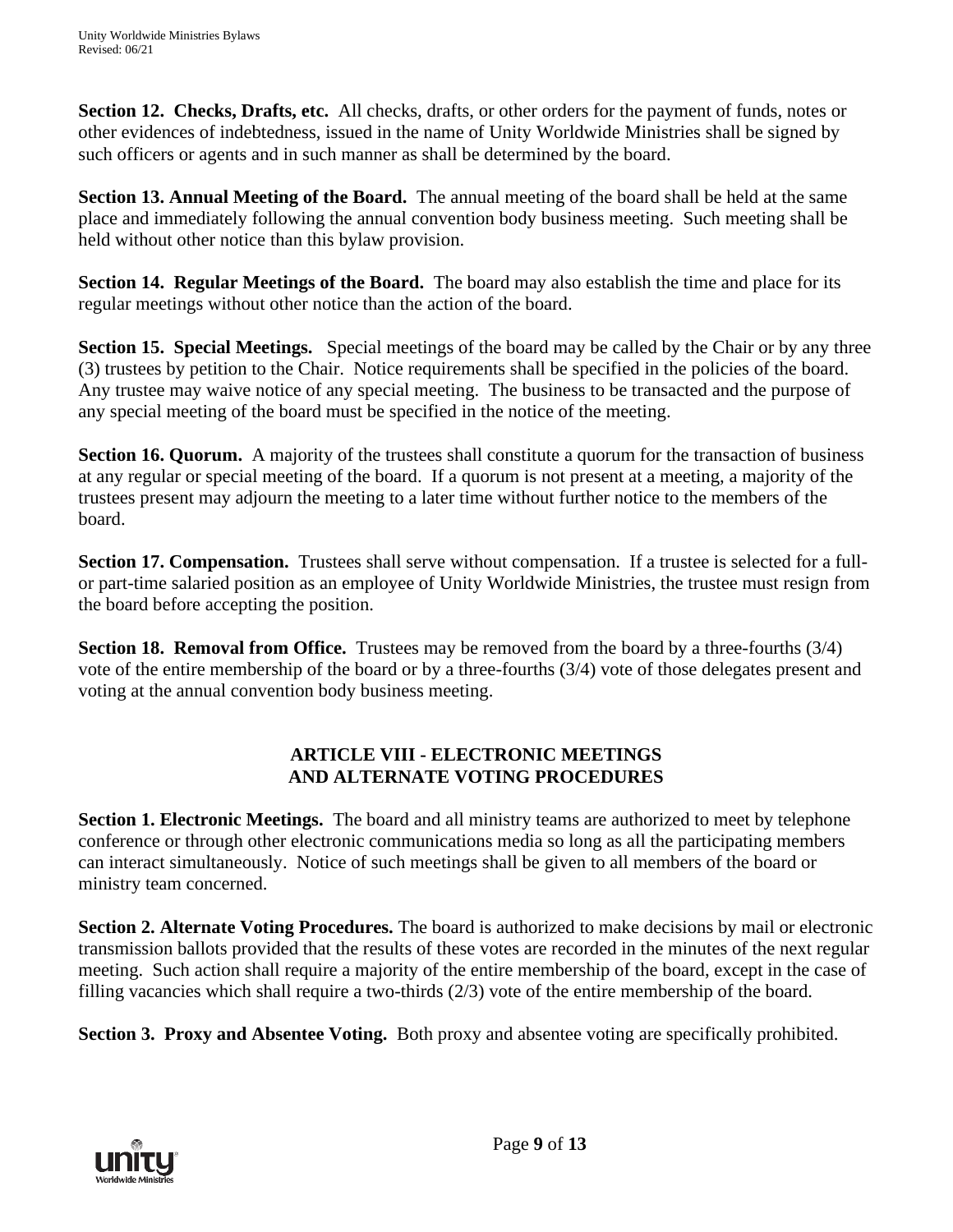**Section 12. Checks, Drafts, etc.** All checks, drafts, or other orders for the payment of funds, notes or other evidences of indebtedness, issued in the name of Unity Worldwide Ministries shall be signed by such officers or agents and in such manner as shall be determined by the board.

**Section 13. Annual Meeting of the Board.** The annual meeting of the board shall be held at the same place and immediately following the annual convention body business meeting. Such meeting shall be held without other notice than this bylaw provision.

**Section 14. Regular Meetings of the Board.** The board may also establish the time and place for its regular meetings without other notice than the action of the board.

**Section 15. Special Meetings.** Special meetings of the board may be called by the Chair or by any three (3) trustees by petition to the Chair. Notice requirements shall be specified in the policies of the board. Any trustee may waive notice of any special meeting. The business to be transacted and the purpose of any special meeting of the board must be specified in the notice of the meeting.

**Section 16. Quorum.** A majority of the trustees shall constitute a quorum for the transaction of business at any regular or special meeting of the board. If a quorum is not present at a meeting, a majority of the trustees present may adjourn the meeting to a later time without further notice to the members of the board.

**Section 17. Compensation.** Trustees shall serve without compensation. If a trustee is selected for a full- or part-time salaried position as an employee of Unity Worldwide Ministries, the trustee must resign from the board before accepting the position.

**Section 18. Removal from Office.** Trustees may be removed from the board by a three-fourths (3/4) vote of the entire membership of the board or by a three-fourths (3/4) vote of those delegates present and voting at the annual convention body business meeting.

## ARTICLE VIII - ELECTRONIC MEETINGS AND ALTERNATE VOTING PROCEDURES

**Section 1. Electronic Meetings.** The board and all ministry teams are authorized to meet by telephone conference or through other electronic communications media so long as all the participating members can interact simultaneously. Notice of such meetings shall be given to all members of the board or ministry team concerned.

**Section 2. Alternate Voting Procedures.** The board is authorized to make decisions by mail or electronic transmission ballots provided that the results of these votes are recorded in the minutes of the next regular meeting. Such action shall require a majority of the entire membership of the board, except in the case of filling vacancies which shall require a two-thirds (2/3) vote of the entire membership of the board.

**Section 3. Proxy and Absentee Voting.** Both proxy and absentee voting are specifically prohibited.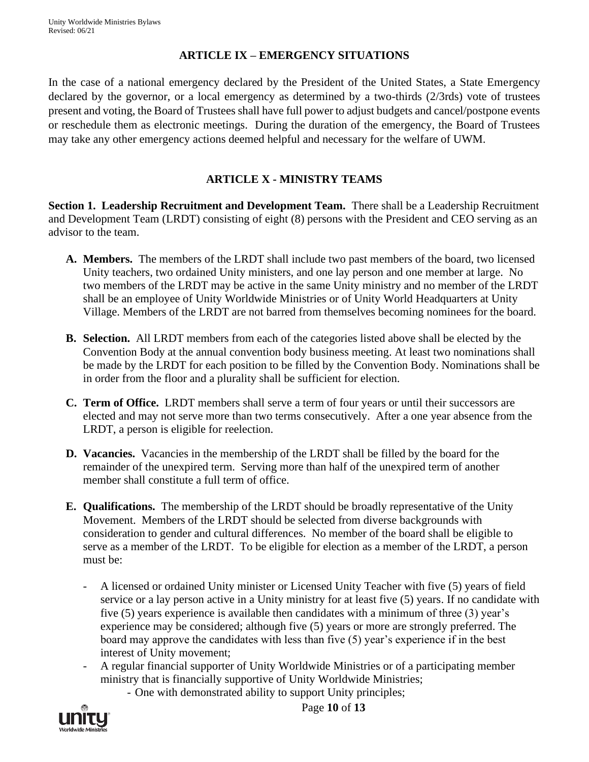## ARTICLE IX – EMERGENCY SITUATIONS

In the case of a national emergency declared by the President of the United States, a State Emergency declared by the governor, or a local emergency as determined by a two-thirds (2/3rds) vote of trustees present and voting, the Board of Trustees shall have full power to adjust budgets and cancel/postpone events or reschedule them as electronic meetings. During the duration of the emergency, the Board of Trustees may take any other emergency actions deemed helpful and necessary for the welfare of UWM.

## ARTICLE X - MINISTRY TEAMS

**Section 1. Leadership Recruitment and Development Team.** There shall be a Leadership Recruitment and Development Team (LRDT) consisting of eight (8) persons with the President and CEO serving as an advisor to the team.

**A. Members.** The members of the LRDT shall include two past members of the board, two licensed Unity teachers, two ordained Unity ministers, and one lay person and one member at large. No two members of the LRDT may be active in the same Unity ministry and no member of the LRDT shall be an employee of Unity Worldwide Ministries or of Unity World Headquarters at Unity Village. Members of the LRDT are not barred from themselves becoming nominees for the board.

**B. Selection.** All LRDT members from each of the categories listed above shall be elected by the Convention Body at the annual convention body business meeting. At least two nominations shall be made by the LRDT for each position to be filled by the Convention Body. Nominations shall be in order from the floor and a plurality shall be sufficient for election.

**C. Term of Office.** LRDT members shall serve a term of four years or until their successors are elected and may not serve more than two terms consecutively. After a one year absence from the LRDT, a person is eligible for reelection.

**D. Vacancies.** Vacancies in the membership of the LRDT shall be filled by the board for the remainder of the unexpired term. Serving more than half of the unexpired term of another member shall constitute a full term of office.

**E. Qualifications.** The membership of the LRDT should be broadly representative of the Unity Movement. Members of the LRDT should be selected from diverse backgrounds with consideration to gender and cultural differences. No member of the board shall be eligible to serve as a member of the LRDT. To be eligible for election as a member of the LRDT, a person must be:

- A licensed or ordained Unity minister or Licensed Unity Teacher with five (5) years of field service or a lay person active in a Unity ministry for at least five (5) years. If no candidate with five (5) years experience is available then candidates with a minimum of three (3) year's experience may be considered; although five (5) years or more are strongly preferred. The board may approve the candidates with less than five (5) year's experience if in the best interest of Unity movement;
- A regular financial supporter of Unity Worldwide Ministries or of a participating member ministry that is financially supportive of Unity Worldwide Ministries;
  - One with demonstrated ability to support Unity principles;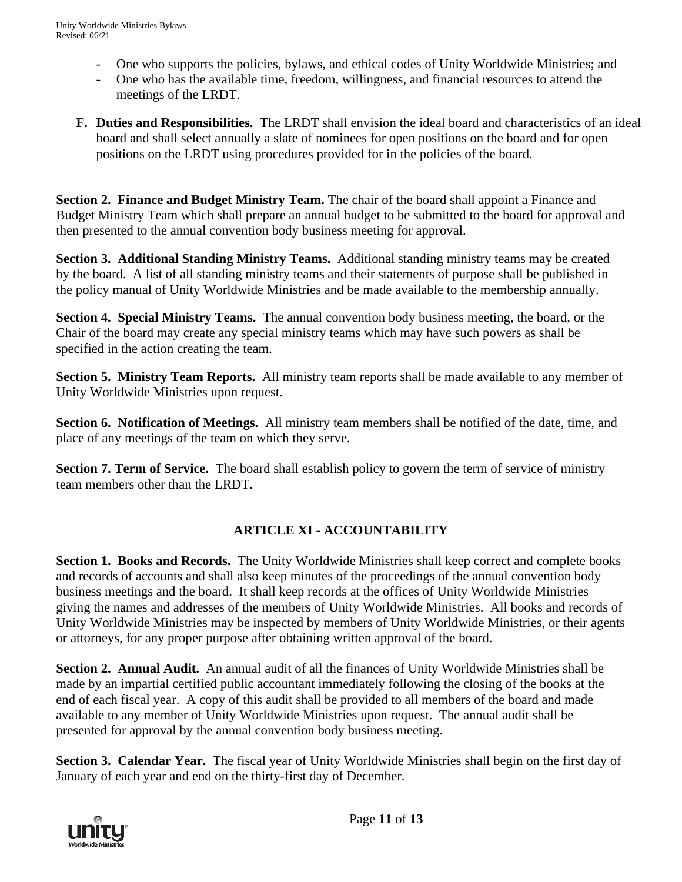- One who supports the policies, bylaws, and ethical codes of Unity Worldwide Ministries; and
- One who has the available time, freedom, willingness, and financial resources to attend the meetings of the LRDT.

**F. Duties and Responsibilities.** The LRDT shall envision the ideal board and characteristics of an ideal board and shall select annually a slate of nominees for open positions on the board and for open positions on the LRDT using procedures provided for in the policies of the board.

**Section 2. Finance and Budget Ministry Team.** The chair of the board shall appoint a Finance and Budget Ministry Team which shall prepare an annual budget to be submitted to the board for approval and then presented to the annual convention body business meeting for approval.

**Section 3. Additional Standing Ministry Teams.** Additional standing ministry teams may be created by the board. A list of all standing ministry teams and their statements of purpose shall be published in the policy manual of Unity Worldwide Ministries and be made available to the membership annually.

**Section 4. Special Ministry Teams.** The annual convention body business meeting, the board, or the Chair of the board may create any special ministry teams which may have such powers as shall be specified in the action creating the team.

**Section 5. Ministry Team Reports.** All ministry team reports shall be made available to any member of Unity Worldwide Ministries upon request.

**Section 6. Notification of Meetings.** All ministry team members shall be notified of the date, time, and place of any meetings of the team on which they serve.

**Section 7. Term of Service.** The board shall establish policy to govern the term of service of ministry team members other than the LRDT.

## ARTICLE XI - ACCOUNTABILITY

**Section 1. Books and Records.** The Unity Worldwide Ministries shall keep correct and complete books and records of accounts and shall also keep minutes of the proceedings of the annual convention body business meetings and the board. It shall keep records at the offices of Unity Worldwide Ministries giving the names and addresses of the members of Unity Worldwide Ministries. All books and records of Unity Worldwide Ministries may be inspected by members of Unity Worldwide Ministries, or their agents or attorneys, for any proper purpose after obtaining written approval of the board.

**Section 2. Annual Audit.** An annual audit of all the finances of Unity Worldwide Ministries shall be made by an impartial certified public accountant immediately following the closing of the books at the end of each fiscal year. A copy of this audit shall be provided to all members of the board and made available to any member of Unity Worldwide Ministries upon request. The annual audit shall be presented for approval by the annual convention body business meeting.

**Section 3. Calendar Year.** The fiscal year of Unity Worldwide Ministries shall begin on the first day of January of each year and end on the thirty-first day of December.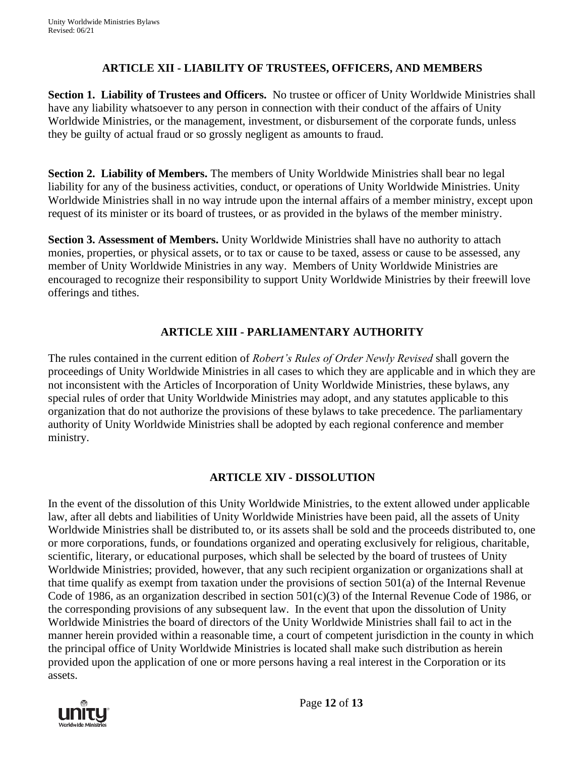## ARTICLE XII - LIABILITY OF TRUSTEES, OFFICERS, AND MEMBERS

**Section 1. Liability of Trustees and Officers.** No trustee or officer of Unity Worldwide Ministries shall have any liability whatsoever to any person in connection with their conduct of the affairs of Unity Worldwide Ministries, or the management, investment, or disbursement of the corporate funds, unless they be guilty of actual fraud or so grossly negligent as amounts to fraud.

**Section 2. Liability of Members.** The members of Unity Worldwide Ministries shall bear no legal liability for any of the business activities, conduct, or operations of Unity Worldwide Ministries. Unity Worldwide Ministries shall in no way intrude upon the internal affairs of a member ministry, except upon request of its minister or its board of trustees, or as provided in the bylaws of the member ministry.

**Section 3. Assessment of Members.** Unity Worldwide Ministries shall have no authority to attach monies, properties, or physical assets, or to tax or cause to be taxed, assess or cause to be assessed, any member of Unity Worldwide Ministries in any way. Members of Unity Worldwide Ministries are encouraged to recognize their responsibility to support Unity Worldwide Ministries by their freewill love offerings and tithes.

## ARTICLE XIII - PARLIAMENTARY AUTHORITY

The rules contained in the current edition of *Robert's Rules of Order Newly Revised* shall govern the proceedings of Unity Worldwide Ministries in all cases to which they are applicable and in which they are not inconsistent with the Articles of Incorporation of Unity Worldwide Ministries, these bylaws, any special rules of order that Unity Worldwide Ministries may adopt, and any statutes applicable to this organization that do not authorize the provisions of these bylaws to take precedence. The parliamentary authority of Unity Worldwide Ministries shall be adopted by each regional conference and member ministry.

## ARTICLE XIV - DISSOLUTION

In the event of the dissolution of this Unity Worldwide Ministries, to the extent allowed under applicable law, after all debts and liabilities of Unity Worldwide Ministries have been paid, all the assets of Unity Worldwide Ministries shall be distributed to, or its assets shall be sold and the proceeds distributed to, one or more corporations, funds, or foundations organized and operating exclusively for religious, charitable, scientific, literary, or educational purposes, which shall be selected by the board of trustees of Unity Worldwide Ministries; provided, however, that any such recipient organization or organizations shall at that time qualify as exempt from taxation under the provisions of section 501(a) of the Internal Revenue Code of 1986, as an organization described in section 501(c)(3) of the Internal Revenue Code of 1986, or the corresponding provisions of any subsequent law. In the event that upon the dissolution of Unity Worldwide Ministries the board of directors of the Unity Worldwide Ministries shall fail to act in the manner herein provided within a reasonable time, a court of competent jurisdiction in the county in which the principal office of Unity Worldwide Ministries is located shall make such distribution as herein provided upon the application of one or more persons having a real interest in the Corporation or its assets.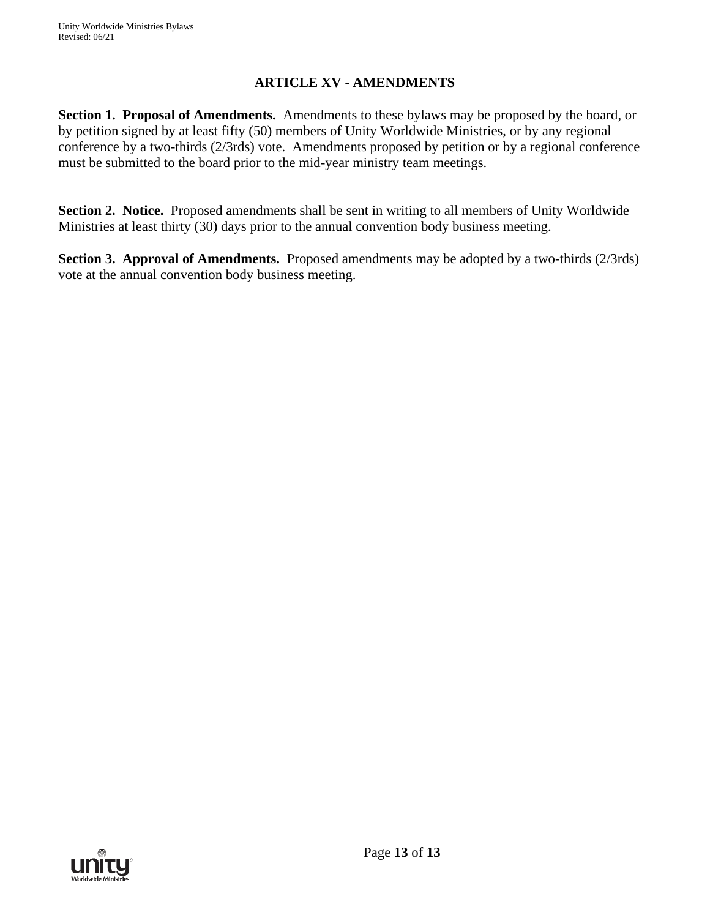## ARTICLE XV - AMENDMENTS

**Section 1. Proposal of Amendments.** Amendments to these bylaws may be proposed by the board, or by petition signed by at least fifty (50) members of Unity Worldwide Ministries, or by any regional conference by a two-thirds (2/3rds) vote. Amendments proposed by petition or by a regional conference must be submitted to the board prior to the mid-year ministry team meetings.

**Section 2. Notice.** Proposed amendments shall be sent in writing to all members of Unity Worldwide Ministries at least thirty (30) days prior to the annual convention body business meeting.

**Section 3. Approval of Amendments.** Proposed amendments may be adopted by a two-thirds (2/3rds) vote at the annual convention body business meeting.